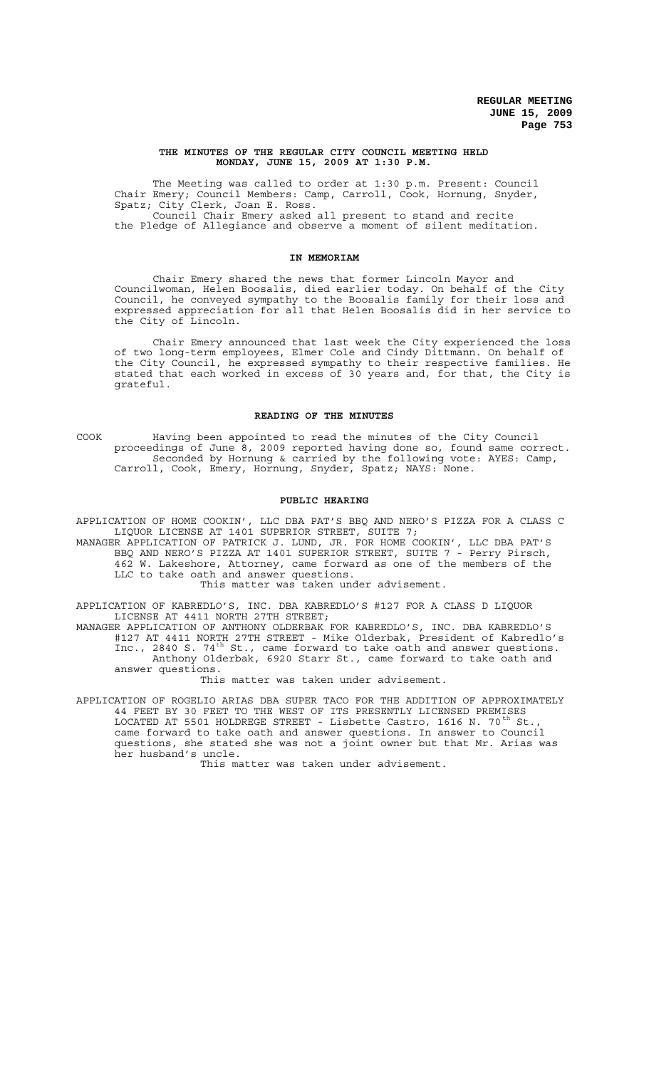# THE MINUTES OF THE REGULAR CITY COUNCIL MEETING HELD MONDAY, JUNE 15, 2009 AT 1:30 P.M.

The Meeting was called to order at 1:30 p.m. Present: Council Chair Emery; Council Members: Camp, Carroll, Cook, Hornung, Snyder, Spatz; City Clerk, Joan E. Ross.

Council Chair Emery asked all present to stand and recite the Pledge of Allegiance and observe a moment of silent meditation.

## IN MEMORIAM

Chair Emery shared the news that former Lincoln Mayor and Councilwoman, Helen Boosalis, died earlier today. On behalf of the City Council, he conveyed sympathy to the Boosalis family for their loss and expressed appreciation for all that Helen Boosalis did in her service to the City of Lincoln.

Chair Emery announced that last week the City experienced the loss of two long-term employees, Elmer Cole and Cindy Dittmann. On behalf of the City Council, he expressed sympathy to their respective families. He stated that each worked in excess of 30 years and, for that, the City is grateful.

## READING OF THE MINUTES

COOK Having been appointed to read the minutes of the City Council proceedings of June 8, 2009 reported having done so, found same correct. Seconded by Hornung & carried by the following vote: AYES: Camp, Carroll, Cook, Emery, Hornung, Snyder, Spatz; NAYS: None.

## PUBLIC HEARING

APPLICATION OF HOME COOKIN', LLC DBA PAT'S BBQ AND NERO'S PIZZA FOR A CLASS C LIQUOR LICENSE AT 1401 SUPERIOR STREET, SUITE 7;

MANAGER APPLICATION OF PATRICK J. LUND, JR. FOR HOME COOKIN', LLC DBA PAT'S BBQ AND NERO'S PIZZA AT 1401 SUPERIOR STREET, SUITE 7 - Perry Pirsch, 462 W. Lakeshore, Attorney, came forward as one of the members of the LLC to take oath and answer questions.

This matter was taken under advisement.

APPLICATION OF KABREDLO'S, INC. DBA KABREDLO'S #127 FOR A CLASS D LIQUOR LICENSE AT 4411 NORTH 27TH STREET;

MANAGER APPLICATION OF ANTHONY OLDERBAK FOR KABREDLO'S, INC. DBA KABREDLO'S #127 AT 4411 NORTH 27TH STREET - Mike Olderbak, President of Kabredlo's Inc., 2840 S. 74th St., came forward to take oath and answer questions. Anthony Olderbak, 6920 Starr St., came forward to take oath and answer questions.

This matter was taken under advisement.

APPLICATION OF ROGELIO ARIAS DBA SUPER TACO FOR THE ADDITION OF APPROXIMATELY 44 FEET BY 30 FEET TO THE WEST OF ITS PRESENTLY LICENSED PREMISES LOCATED AT 5501 HOLDREGE STREET - Lisbette Castro, 1616 N. 70th St., came forward to take oath and answer questions. In answer to Council questions, she stated she was not a joint owner but that Mr. Arias was her husband's uncle.

This matter was taken under advisement.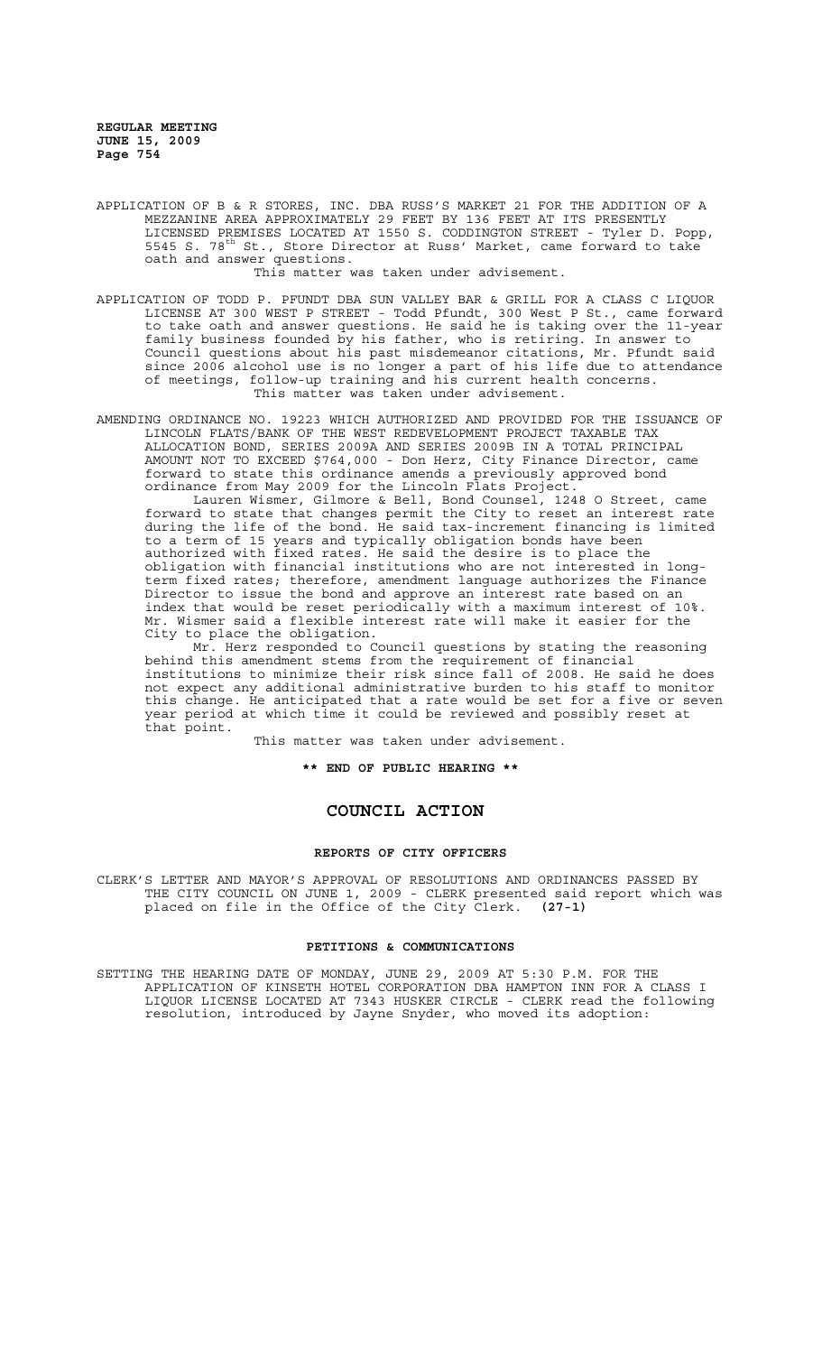APPLICATION OF B & R STORES, INC. DBA RUSS'S MARKET 21 FOR THE ADDITION OF A MEZZANINE AREA APPROXIMATELY 29 FEET BY 136 FEET AT ITS PRESENTLY LICENSED PREMISES LOCATED AT 1550 S. CODDINGTON STREET - Tyler D. Popp, 5545 S. 78th St., Store Director at Russ' Market, came forward to take oath and answer questions.

This matter was taken under advisement.

APPLICATION OF TODD P. PFUNDT DBA SUN VALLEY BAR & GRILL FOR A CLASS C LIQUOR LICENSE AT 300 WEST P STREET - Todd Pfundt, 300 West P St., came forward to take oath and answer questions. He said he is taking over the 11-year family business founded by his father, who is retiring. In answer to Council questions about his past misdemeanor citations, Mr. Pfundt said since 2006 alcohol use is no longer a part of his life due to attendance of meetings, follow-up training and his current health concerns.

This matter was taken under advisement.

AMENDING ORDINANCE NO. 19223 WHICH AUTHORIZED AND PROVIDED FOR THE ISSUANCE OF LINCOLN FLATS/BANK OF THE WEST REDEVELOPMENT PROJECT TAXABLE TAX ALLOCATION BOND, SERIES 2009A AND SERIES 2009B IN A TOTAL PRINCIPAL AMOUNT NOT TO EXCEED $764,000 - Don Herz, City Finance Director, came forward to state this ordinance amends a previously approved bond ordinance from May 2009 for the Lincoln Flats Project.

Lauren Wismer, Gilmore & Bell, Bond Counsel, 1248 O Street, came forward to state that changes permit the City to reset an interest rate during the life of the bond. He said tax-increment financing is limited to a term of 15 years and typically obligation bonds have been authorized with fixed rates. He said the desire is to place the obligation with financial institutions who are not interested in long-term fixed rates; therefore, amendment language authorizes the Finance Director to issue the bond and approve an interest rate based on an index that would be reset periodically with a maximum interest of 10%. Mr. Wismer said a flexible interest rate will make it easier for the City to place the obligation.

Mr. Herz responded to Council questions by stating the reasoning behind this amendment stems from the requirement of financial institutions to minimize their risk since fall of 2008. He said he does not expect any additional administrative burden to his staff to monitor this change. He anticipated that a rate would be set for a five or seven year period at which time it could be reviewed and possibly reset at that point.

This matter was taken under advisement.

**\*\* END OF PUBLIC HEARING \*\***

# COUNCIL ACTION

## REPORTS OF CITY OFFICERS

CLERK'S LETTER AND MAYOR'S APPROVAL OF RESOLUTIONS AND ORDINANCES PASSED BY THE CITY COUNCIL ON JUNE 1, 2009 - CLERK presented said report which was placed on file in the Office of the City Clerk. **(27-1)**

## PETITIONS & COMMUNICATIONS

SETTING THE HEARING DATE OF MONDAY, JUNE 29, 2009 AT 5:30 P.M. FOR THE APPLICATION OF KINSETH HOTEL CORPORATION DBA HAMPTON INN FOR A CLASS I LIQUOR LICENSE LOCATED AT 7343 HUSKER CIRCLE - CLERK read the following resolution, introduced by Jayne Snyder, who moved its adoption: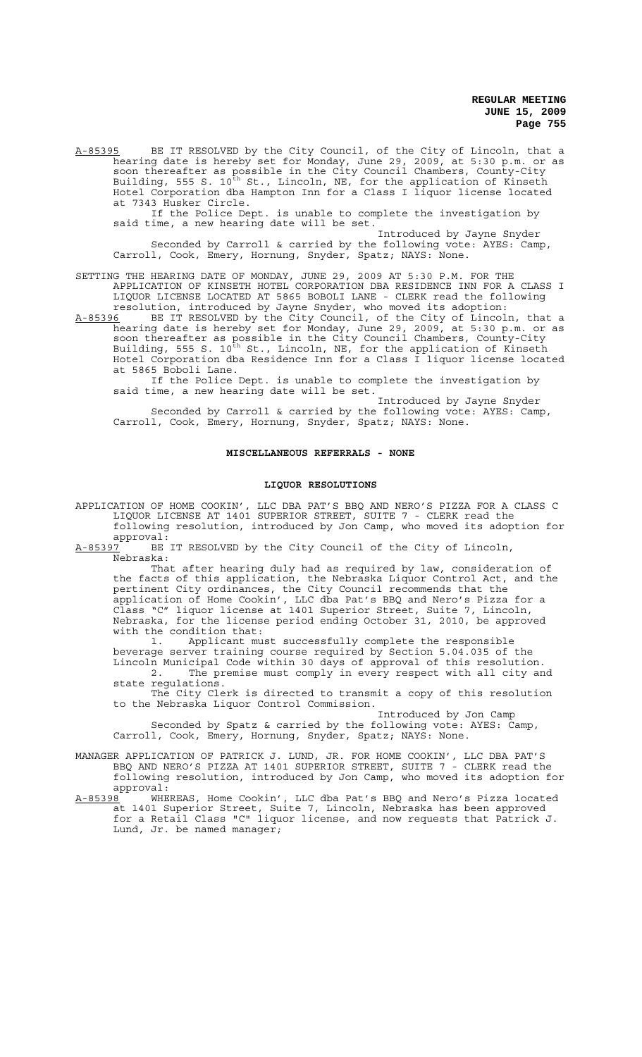A-85395 BE IT RESOLVED by the City Council, of the City of Lincoln, that a hearing date is hereby set for Monday, June 29, 2009, at 5:30 p.m. or as soon thereafter as possible in the City Council Chambers, County-City Building, 555 S. 10th St., Lincoln, NE, for the application of Kinseth Hotel Corporation dba Hampton Inn for a Class I liquor license located at 7343 Husker Circle.

If the Police Dept. is unable to complete the investigation by said time, a new hearing date will be set.

Introduced by Jayne Snyder

Seconded by Carroll & carried by the following vote: AYES: Camp, Carroll, Cook, Emery, Hornung, Snyder, Spatz; NAYS: None.

SETTING THE HEARING DATE OF MONDAY, JUNE 29, 2009 AT 5:30 P.M. FOR THE APPLICATION OF KINSETH HOTEL CORPORATION DBA RESIDENCE INN FOR A CLASS I LIQUOR LICENSE LOCATED AT 5865 BOBOLI LANE - CLERK read the following resolution, introduced by Jayne Snyder, who moved its adoption:

A-85396 BE IT RESOLVED by the City Council, of the City of Lincoln, that a hearing date is hereby set for Monday, June 29, 2009, at 5:30 p.m. or as soon thereafter as possible in the City Council Chambers, County-City Building, 555 S. 10th St., Lincoln, NE, for the application of Kinseth Hotel Corporation dba Residence Inn for a Class I liquor license located at 5865 Boboli Lane.

If the Police Dept. is unable to complete the investigation by said time, a new hearing date will be set.

Introduced by Jayne Snyder

Seconded by Carroll & carried by the following vote: AYES: Camp, Carroll, Cook, Emery, Hornung, Snyder, Spatz; NAYS: None.

## MISCELLANEOUS REFERRALS - NONE

## LIQUOR RESOLUTIONS

APPLICATION OF HOME COOKIN', LLC DBA PAT'S BBQ AND NERO'S PIZZA FOR A CLASS C LIQUOR LICENSE AT 1401 SUPERIOR STREET, SUITE 7 - CLERK read the following resolution, introduced by Jon Camp, who moved its adoption for approval:

A-85397 BE IT RESOLVED by the City Council of the City of Lincoln, Nebraska:

That after hearing duly had as required by law, consideration of the facts of this application, the Nebraska Liquor Control Act, and the pertinent City ordinances, the City Council recommends that the application of Home Cookin', LLC dba Pat's BBQ and Nero's Pizza for a Class "C" liquor license at 1401 Superior Street, Suite 7, Lincoln, Nebraska, for the license period ending October 31, 2010, be approved with the condition that:

1. Applicant must successfully complete the responsible beverage server training course required by Section 5.04.035 of the Lincoln Municipal Code within 30 days of approval of this resolution.
2. The premise must comply in every respect with all city and state regulations.

The City Clerk is directed to transmit a copy of this resolution to the Nebraska Liquor Control Commission.

Introduced by Jon Camp

Seconded by Spatz & carried by the following vote: AYES: Camp, Carroll, Cook, Emery, Hornung, Snyder, Spatz; NAYS: None.

MANAGER APPLICATION OF PATRICK J. LUND, JR. FOR HOME COOKIN', LLC DBA PAT'S BBQ AND NERO'S PIZZA AT 1401 SUPERIOR STREET, SUITE 7 - CLERK read the following resolution, introduced by Jon Camp, who moved its adoption for approval:

A-85398 WHEREAS, Home Cookin', LLC dba Pat's BBQ and Nero's Pizza located at 1401 Superior Street, Suite 7, Lincoln, Nebraska has been approved for a Retail Class "C" liquor license, and now requests that Patrick J. Lund, Jr. be named manager;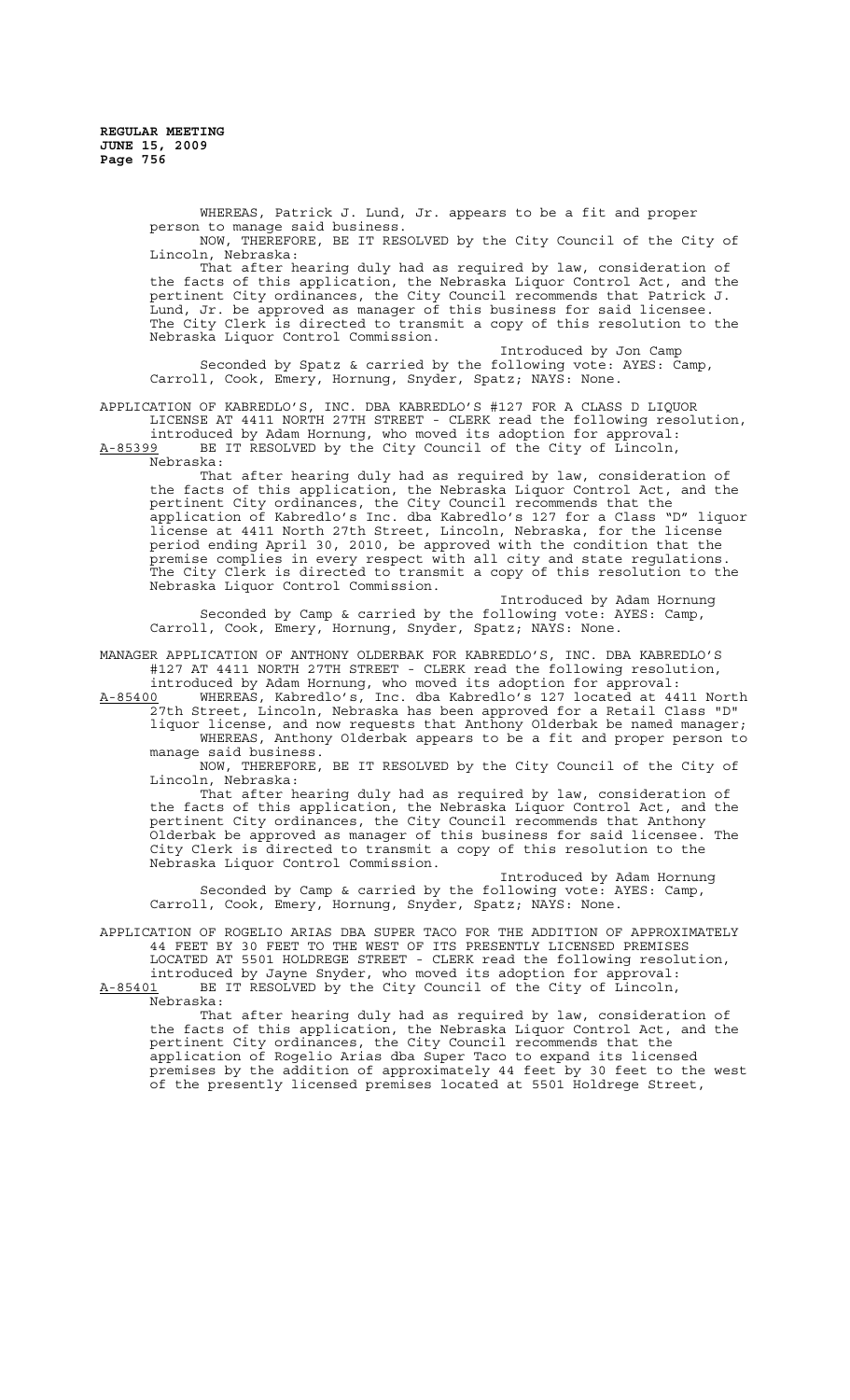WHEREAS, Patrick J. Lund, Jr. appears to be a fit and proper person to manage said business.

NOW, THEREFORE, BE IT RESOLVED by the City Council of the City of Lincoln, Nebraska:

That after hearing duly had as required by law, consideration of the facts of this application, the Nebraska Liquor Control Act, and the pertinent City ordinances, the City Council recommends that Patrick J. Lund, Jr. be approved as manager of this business for said licensee. The City Clerk is directed to transmit a copy of this resolution to the Nebraska Liquor Control Commission.

Introduced by Jon Camp

Seconded by Spatz & carried by the following vote: AYES: Camp, Carroll, Cook, Emery, Hornung, Snyder, Spatz; NAYS: None.

APPLICATION OF KABREDLO'S, INC. DBA KABREDLO'S #127 FOR A CLASS D LIQUOR LICENSE AT 4411 NORTH 27TH STREET - CLERK read the following resolution, introduced by Adam Hornung, who moved its adoption for approval:

A-85399 BE IT RESOLVED by the City Council of the City of Lincoln, Nebraska:

That after hearing duly had as required by law, consideration of the facts of this application, the Nebraska Liquor Control Act, and the pertinent City ordinances, the City Council recommends that the application of Kabredlo's Inc. dba Kabredlo's 127 for a Class "D" liquor license at 4411 North 27th Street, Lincoln, Nebraska, for the license period ending April 30, 2010, be approved with the condition that the premise complies in every respect with all city and state regulations. The City Clerk is directed to transmit a copy of this resolution to the Nebraska Liquor Control Commission.

Introduced by Adam Hornung

Seconded by Camp & carried by the following vote: AYES: Camp, Carroll, Cook, Emery, Hornung, Snyder, Spatz; NAYS: None.

MANAGER APPLICATION OF ANTHONY OLDERBAK FOR KABREDLO'S, INC. DBA KABREDLO'S #127 AT 4411 NORTH 27TH STREET - CLERK read the following resolution, introduced by Adam Hornung, who moved its adoption for approval:

A-85400 WHEREAS, Kabredlo's, Inc. dba Kabredlo's 127 located at 4411 North 27th Street, Lincoln, Nebraska has been approved for a Retail Class "D" liquor license, and now requests that Anthony Olderbak be named manager;

WHEREAS, Anthony Olderbak appears to be a fit and proper person to manage said business.

NOW, THEREFORE, BE IT RESOLVED by the City Council of the City of Lincoln, Nebraska:

That after hearing duly had as required by law, consideration of the facts of this application, the Nebraska Liquor Control Act, and the pertinent City ordinances, the City Council recommends that Anthony Olderbak be approved as manager of this business for said licensee. The City Clerk is directed to transmit a copy of this resolution to the Nebraska Liquor Control Commission.

Introduced by Adam Hornung

Seconded by Camp & carried by the following vote: AYES: Camp, Carroll, Cook, Emery, Hornung, Snyder, Spatz; NAYS: None.

APPLICATION OF ROGELIO ARIAS DBA SUPER TACO FOR THE ADDITION OF APPROXIMATELY 44 FEET BY 30 FEET TO THE WEST OF ITS PRESENTLY LICENSED PREMISES LOCATED AT 5501 HOLDREGE STREET - CLERK read the following resolution, introduced by Jayne Snyder, who moved its adoption for approval:

A-85401 BE IT RESOLVED by the City Council of the City of Lincoln, Nebraska:

That after hearing duly had as required by law, consideration of the facts of this application, the Nebraska Liquor Control Act, and the pertinent City ordinances, the City Council recommends that the application of Rogelio Arias dba Super Taco to expand its licensed premises by the addition of approximately 44 feet by 30 feet to the west of the presently licensed premises located at 5501 Holdrege Street,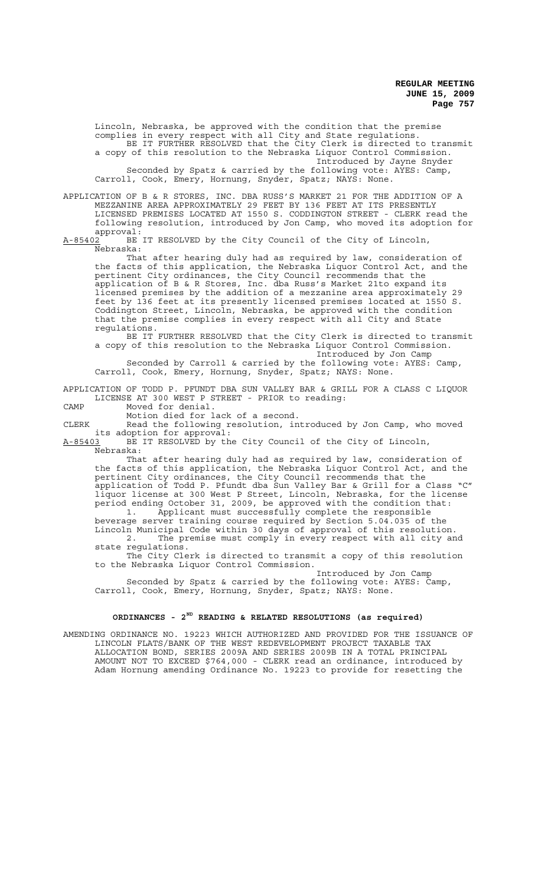Lincoln, Nebraska, be approved with the condition that the premise complies in every respect with all City and State regulations.

BE IT FURTHER RESOLVED that the City Clerk is directed to transmit a copy of this resolution to the Nebraska Liquor Control Commission.

Introduced by Jayne Snyder

Seconded by Spatz & carried by the following vote: AYES: Camp, Carroll, Cook, Emery, Hornung, Snyder, Spatz; NAYS: None.

APPLICATION OF B & R STORES, INC. DBA RUSS'S MARKET 21 FOR THE ADDITION OF A MEZZANINE AREA APPROXIMATELY 29 FEET BY 136 FEET AT ITS PRESENTLY LICENSED PREMISES LOCATED AT 1550 S. CODDINGTON STREET - CLERK read the following resolution, introduced by Jon Camp, who moved its adoption for approval:

A-85402 BE IT RESOLVED by the City Council of the City of Lincoln, Nebraska:

That after hearing duly had as required by law, consideration of the facts of this application, the Nebraska Liquor Control Act, and the pertinent City ordinances, the City Council recommends that the application of B & R Stores, Inc. dba Russ's Market 21to expand its licensed premises by the addition of a mezzanine area approximately 29 feet by 136 feet at its presently licensed premises located at 1550 S. Coddington Street, Lincoln, Nebraska, be approved with the condition that the premise complies in every respect with all City and State regulations.

BE IT FURTHER RESOLVED that the City Clerk is directed to transmit a copy of this resolution to the Nebraska Liquor Control Commission.

Introduced by Jon Camp

Seconded by Carroll & carried by the following vote: AYES: Camp, Carroll, Cook, Emery, Hornung, Snyder, Spatz; NAYS: None.

APPLICATION OF TODD P. PFUNDT DBA SUN VALLEY BAR & GRILL FOR A CLASS C LIQUOR LICENSE AT 300 WEST P STREET - PRIOR to reading:

CAMP Moved for denial.

Motion died for lack of a second.

CLERK Read the following resolution, introduced by Jon Camp, who moved its adoption for approval:

A-85403 BE IT RESOLVED by the City Council of the City of Lincoln, Nebraska:

That after hearing duly had as required by law, consideration of the facts of this application, the Nebraska Liquor Control Act, and the pertinent City ordinances, the City Council recommends that the application of Todd P. Pfundt dba Sun Valley Bar & Grill for a Class "C" liquor license at 300 West P Street, Lincoln, Nebraska, for the license period ending October 31, 2009, be approved with the condition that:

1. Applicant must successfully complete the responsible beverage server training course required by Section 5.04.035 of the Lincoln Municipal Code within 30 days of approval of this resolution.
2. The premise must comply in every respect with all city and state regulations.

The City Clerk is directed to transmit a copy of this resolution to the Nebraska Liquor Control Commission.

Introduced by Jon Camp

Seconded by Spatz & carried by the following vote: AYES: Camp, Carroll, Cook, Emery, Hornung, Snyder, Spatz; NAYS: None.

## ORDINANCES - 2ND READING & RELATED RESOLUTIONS (as required)

AMENDING ORDINANCE NO. 19223 WHICH AUTHORIZED AND PROVIDED FOR THE ISSUANCE OF LINCOLN FLATS/BANK OF THE WEST REDEVELOPMENT PROJECT TAXABLE TAX ALLOCATION BOND, SERIES 2009A AND SERIES 2009B IN A TOTAL PRINCIPAL AMOUNT NOT TO EXCEED $764,000 - CLERK read an ordinance, introduced by Adam Hornung amending Ordinance No. 19223 to provide for resetting the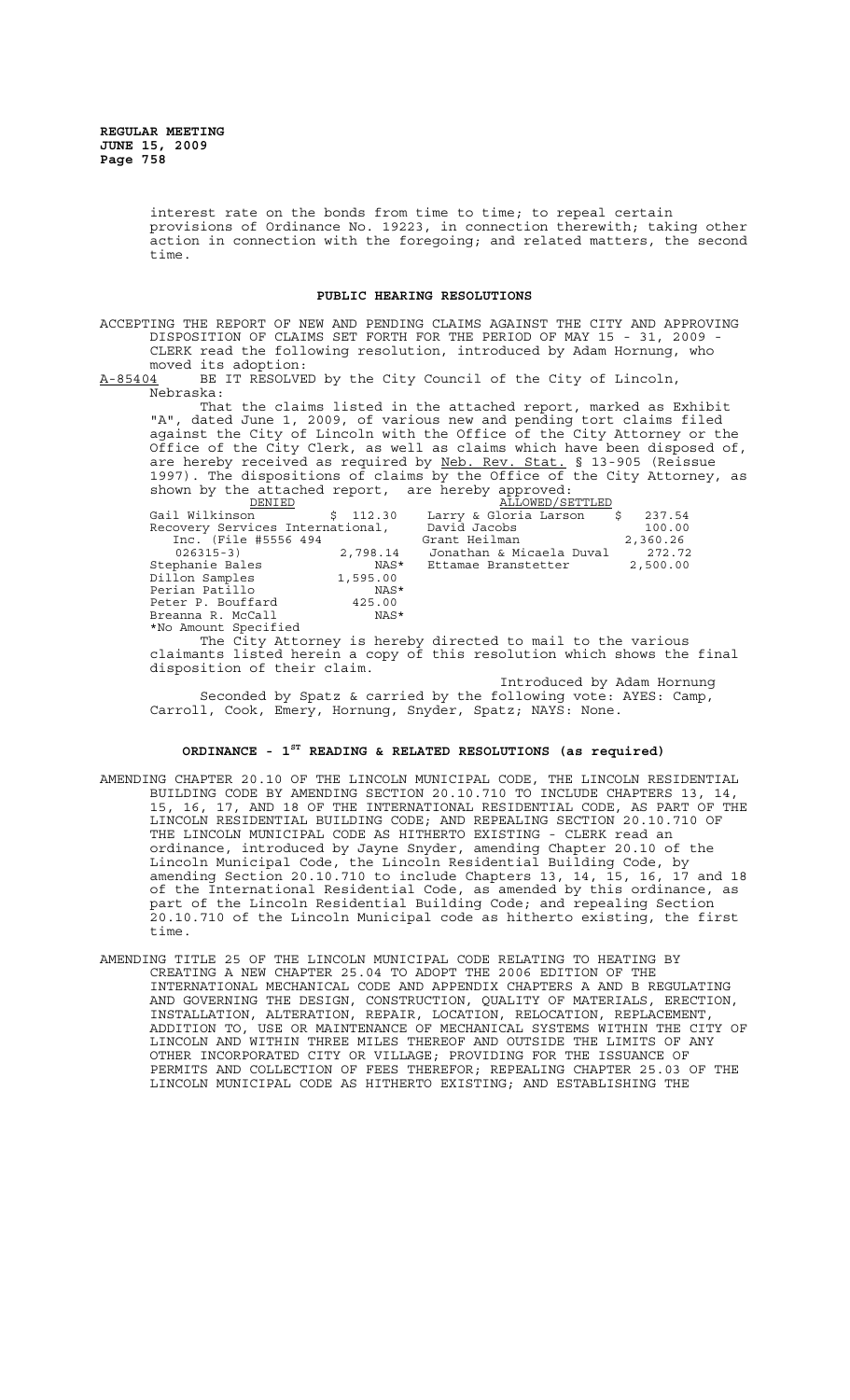interest rate on the bonds from time to time; to repeal certain provisions of Ordinance No. 19223, in connection therewith; taking other action in connection with the foregoing; and related matters, the second time.

## PUBLIC HEARING RESOLUTIONS

ACCEPTING THE REPORT OF NEW AND PENDING CLAIMS AGAINST THE CITY AND APPROVING DISPOSITION OF CLAIMS SET FORTH FOR THE PERIOD OF MAY 15 - 31, 2009 - CLERK read the following resolution, introduced by Adam Hornung, who moved its adoption:

A-85404 BE IT RESOLVED by the City Council of the City of Lincoln, Nebraska:

That the claims listed in the attached report, marked as Exhibit "A", dated June 1, 2009, of various new and pending tort claims filed against the City of Lincoln with the Office of the City Attorney or the Office of the City Clerk, as well as claims which have been disposed of, are hereby received as required by Neb. Rev. Stat. § 13-905 (Reissue 1997). The dispositions of claims by the Office of the City Attorney, as shown by the attached report, are hereby approved:

| DENIED | | ALLOWED/SETTLED | |
|---|---|---|---|
| Gail Wilkinson | $ 112.30 | Larry & Gloria Larson | $ 237.54 |
| Recovery Services International, Inc. (File #5556 494 026315-3) | 2,798.14 | David Jacobs | 100.00 |
| Stephanie Bales | NAS* | Grant Heilman | 2,360.26 |
| Dillon Samples | 1,595.00 | Jonathan & Micaela Duval | 272.72 |
| Perian Patillo | NAS* | Ettamae Branstetter | 2,500.00 |
| Peter P. Bouffard | 425.00 | | |
| Breanna R. McCall | NAS* | | |

*No Amount Specified

The City Attorney is hereby directed to mail to the various claimants listed herein a copy of this resolution which shows the final disposition of their claim.

Introduced by Adam Hornung

Seconded by Spatz & carried by the following vote: AYES: Camp, Carroll, Cook, Emery, Hornung, Snyder, Spatz; NAYS: None.

## ORDINANCE - 1ST READING & RELATED RESOLUTIONS (as required)

AMENDING CHAPTER 20.10 OF THE LINCOLN MUNICIPAL CODE, THE LINCOLN RESIDENTIAL BUILDING CODE BY AMENDING SECTION 20.10.710 TO INCLUDE CHAPTERS 13, 14, 15, 16, 17, AND 18 OF THE INTERNATIONAL RESIDENTIAL CODE, AS PART OF THE LINCOLN RESIDENTIAL BUILDING CODE; AND REPEALING SECTION 20.10.710 OF THE LINCOLN MUNICIPAL CODE AS HITHERTO EXISTING - CLERK read an ordinance, introduced by Jayne Snyder, amending Chapter 20.10 of the Lincoln Municipal Code, the Lincoln Residential Building Code, by amending Section 20.10.710 to include Chapters 13, 14, 15, 16, 17 and 18 of the International Residential Code, as amended by this ordinance, as part of the Lincoln Residential Building Code; and repealing Section 20.10.710 of the Lincoln Municipal code as hitherto existing, the first time.

AMENDING TITLE 25 OF THE LINCOLN MUNICIPAL CODE RELATING TO HEATING BY CREATING A NEW CHAPTER 25.04 TO ADOPT THE 2006 EDITION OF THE INTERNATIONAL MECHANICAL CODE AND APPENDIX CHAPTERS A AND B REGULATING AND GOVERNING THE DESIGN, CONSTRUCTION, QUALITY OF MATERIALS, ERECTION, INSTALLATION, ALTERATION, REPAIR, LOCATION, RELOCATION, REPLACEMENT, ADDITION TO, USE OR MAINTENANCE OF MECHANICAL SYSTEMS WITHIN THE CITY OF LINCOLN AND WITHIN THREE MILES THEREOF AND OUTSIDE THE LIMITS OF ANY OTHER INCORPORATED CITY OR VILLAGE; PROVIDING FOR THE ISSUANCE OF PERMITS AND COLLECTION OF FEES THEREFOR; REPEALING CHAPTER 25.03 OF THE LINCOLN MUNICIPAL CODE AS HITHERTO EXISTING; AND ESTABLISHING THE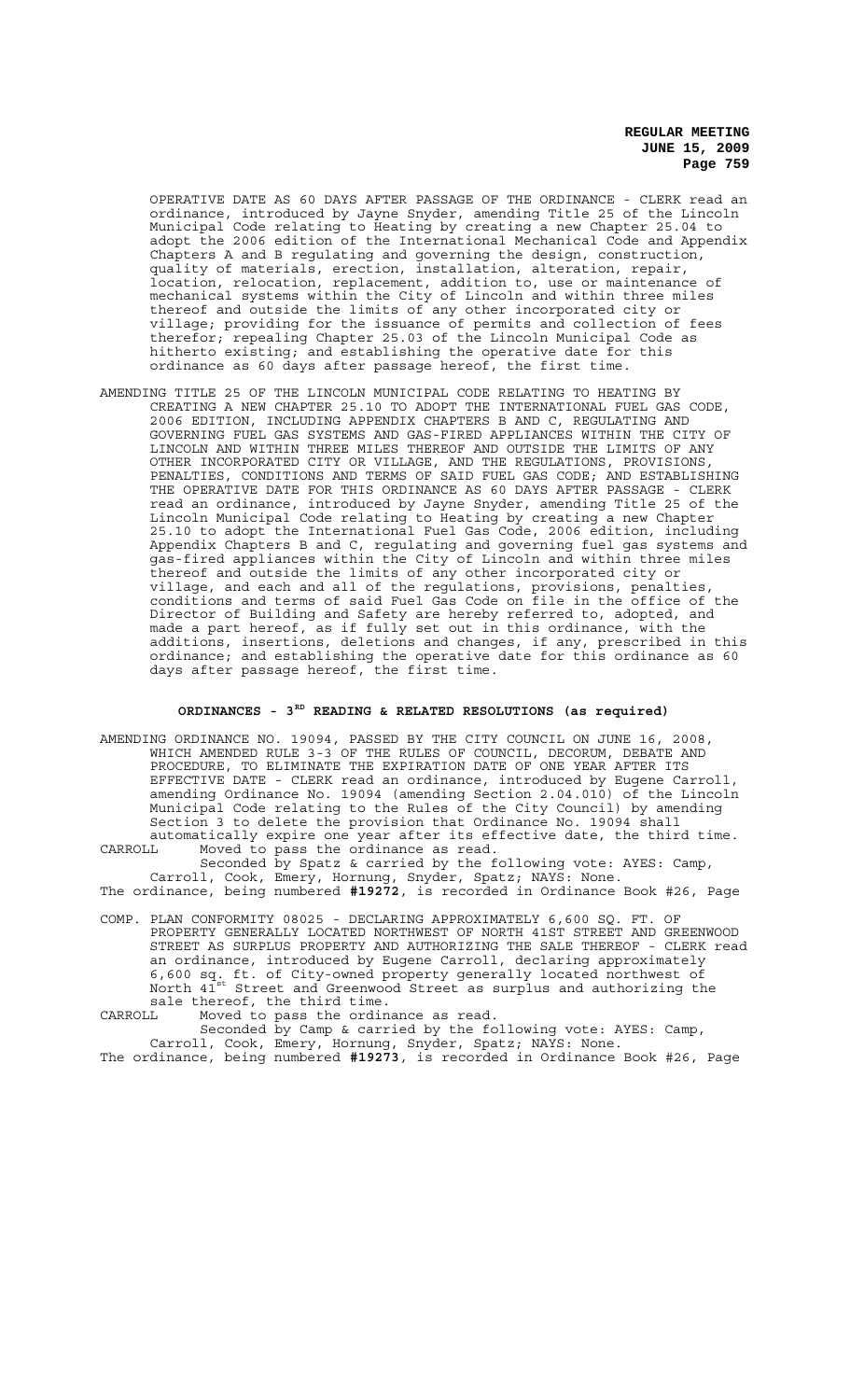OPERATIVE DATE AS 60 DAYS AFTER PASSAGE OF THE ORDINANCE - CLERK read an ordinance, introduced by Jayne Snyder, amending Title 25 of the Lincoln Municipal Code relating to Heating by creating a new Chapter 25.04 to adopt the 2006 edition of the International Mechanical Code and Appendix Chapters A and B regulating and governing the design, construction, quality of materials, erection, installation, alteration, repair, location, relocation, replacement, addition to, use or maintenance of mechanical systems within the City of Lincoln and within three miles thereof and outside the limits of any other incorporated city or village; providing for the issuance of permits and collection of fees therefor; repealing Chapter 25.03 of the Lincoln Municipal Code as hitherto existing; and establishing the operative date for this ordinance as 60 days after passage hereof, the first time.

AMENDING TITLE 25 OF THE LINCOLN MUNICIPAL CODE RELATING TO HEATING BY CREATING A NEW CHAPTER 25.10 TO ADOPT THE INTERNATIONAL FUEL GAS CODE, 2006 EDITION, INCLUDING APPENDIX CHAPTERS B AND C, REGULATING AND GOVERNING FUEL GAS SYSTEMS AND GAS-FIRED APPLIANCES WITHIN THE CITY OF LINCOLN AND WITHIN THREE MILES THEREOF AND OUTSIDE THE LIMITS OF ANY OTHER INCORPORATED CITY OR VILLAGE, AND THE REGULATIONS, PROVISIONS, PENALTIES, CONDITIONS AND TERMS OF SAID FUEL GAS CODE; AND ESTABLISHING THE OPERATIVE DATE FOR THIS ORDINANCE AS 60 DAYS AFTER PASSAGE - CLERK read an ordinance, introduced by Jayne Snyder, amending Title 25 of the Lincoln Municipal Code relating to Heating by creating a new Chapter 25.10 to adopt the International Fuel Gas Code, 2006 edition, including Appendix Chapters B and C, regulating and governing fuel gas systems and gas-fired appliances within the City of Lincoln and within three miles thereof and outside the limits of any other incorporated city or village, and each and all of the regulations, provisions, penalties, conditions and terms of said Fuel Gas Code on file in the office of the Director of Building and Safety are hereby referred to, adopted, and made a part hereof, as if fully set out in this ordinance, with the additions, insertions, deletions and changes, if any, prescribed in this ordinance; and establishing the operative date for this ordinance as 60 days after passage hereof, the first time.

## ORDINANCES - 3RD READING & RELATED RESOLUTIONS (as required)

AMENDING ORDINANCE NO. 19094, PASSED BY THE CITY COUNCIL ON JUNE 16, 2008, WHICH AMENDED RULE 3-3 OF THE RULES OF COUNCIL, DECORUM, DEBATE AND PROCEDURE, TO ELIMINATE THE EXPIRATION DATE OF ONE YEAR AFTER ITS EFFECTIVE DATE - CLERK read an ordinance, introduced by Eugene Carroll, amending Ordinance No. 19094 (amending Section 2.04.010) of the Lincoln Municipal Code relating to the Rules of the City Council) by amending Section 3 to delete the provision that Ordinance No. 19094 shall automatically expire one year after its effective date, the third time.

CARROLL Moved to pass the ordinance as read.

Seconded by Spatz & carried by the following vote: AYES: Camp, Carroll, Cook, Emery, Hornung, Snyder, Spatz; NAYS: None.

The ordinance, being numbered **#19272**, is recorded in Ordinance Book #26, Page

COMP. PLAN CONFORMITY 08025 - DECLARING APPROXIMATELY 6,600 SQ. FT. OF PROPERTY GENERALLY LOCATED NORTHWEST OF NORTH 41ST STREET AND GREENWOOD STREET AS SURPLUS PROPERTY AND AUTHORIZING THE SALE THEREOF - CLERK read an ordinance, introduced by Eugene Carroll, declaring approximately 6,600 sq. ft. of City-owned property generally located northwest of North 41st Street and Greenwood Street as surplus and authorizing the sale thereof, the third time.

CARROLL Moved to pass the ordinance as read.

Seconded by Camp & carried by the following vote: AYES: Camp, Carroll, Cook, Emery, Hornung, Snyder, Spatz; NAYS: None.

The ordinance, being numbered **#19273**, is recorded in Ordinance Book #26, Page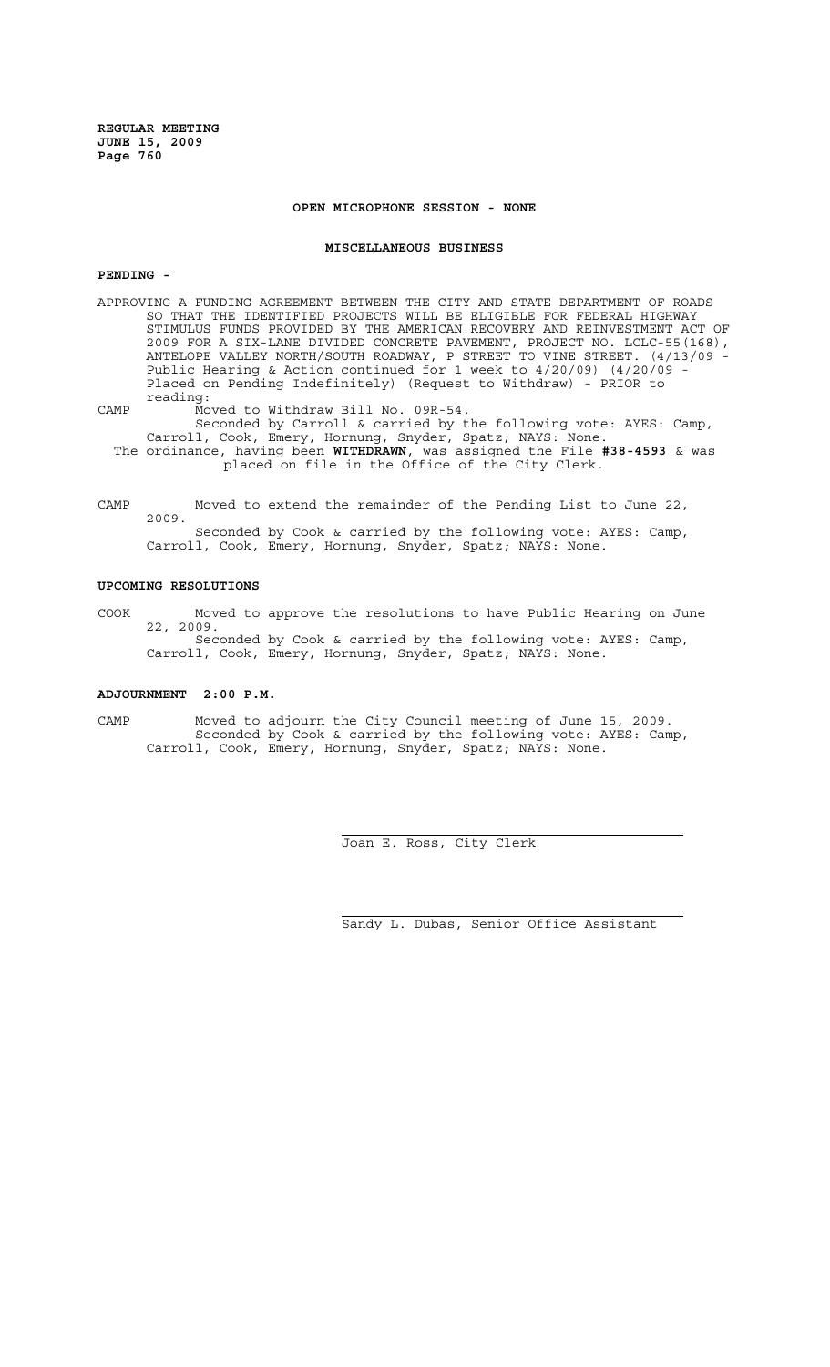## OPEN MICROPHONE SESSION - NONE

## MISCELLANEOUS BUSINESS

**PENDING -**

APPROVING A FUNDING AGREEMENT BETWEEN THE CITY AND STATE DEPARTMENT OF ROADS SO THAT THE IDENTIFIED PROJECTS WILL BE ELIGIBLE FOR FEDERAL HIGHWAY STIMULUS FUNDS PROVIDED BY THE AMERICAN RECOVERY AND REINVESTMENT ACT OF 2009 FOR A SIX-LANE DIVIDED CONCRETE PAVEMENT, PROJECT NO. LCLC-55(168), ANTELOPE VALLEY NORTH/SOUTH ROADWAY, P STREET TO VINE STREET. (4/13/09 - Public Hearing & Action continued for 1 week to 4/20/09) (4/20/09 - Placed on Pending Indefinitely) (Request to Withdraw) - PRIOR to reading:

CAMP Moved to Withdraw Bill No. 09R-54.
Seconded by Carroll & carried by the following vote: AYES: Camp, Carroll, Cook, Emery, Hornung, Snyder, Spatz; NAYS: None.
The ordinance, having been **WITHDRAWN**, was assigned the File **#38-4593** & was placed on file in the Office of the City Clerk.

CAMP Moved to extend the remainder of the Pending List to June 22, 2009.
Seconded by Cook & carried by the following vote: AYES: Camp, Carroll, Cook, Emery, Hornung, Snyder, Spatz; NAYS: None.

**UPCOMING RESOLUTIONS**

COOK Moved to approve the resolutions to have Public Hearing on June 22, 2009.
Seconded by Cook & carried by the following vote: AYES: Camp, Carroll, Cook, Emery, Hornung, Snyder, Spatz; NAYS: None.

**ADJOURNMENT 2:00 P.M.**

CAMP Moved to adjourn the City Council meeting of June 15, 2009.
Seconded by Cook & carried by the following vote: AYES: Camp, Carroll, Cook, Emery, Hornung, Snyder, Spatz; NAYS: None.

Joan E. Ross, City Clerk

Sandy L. Dubas, Senior Office Assistant